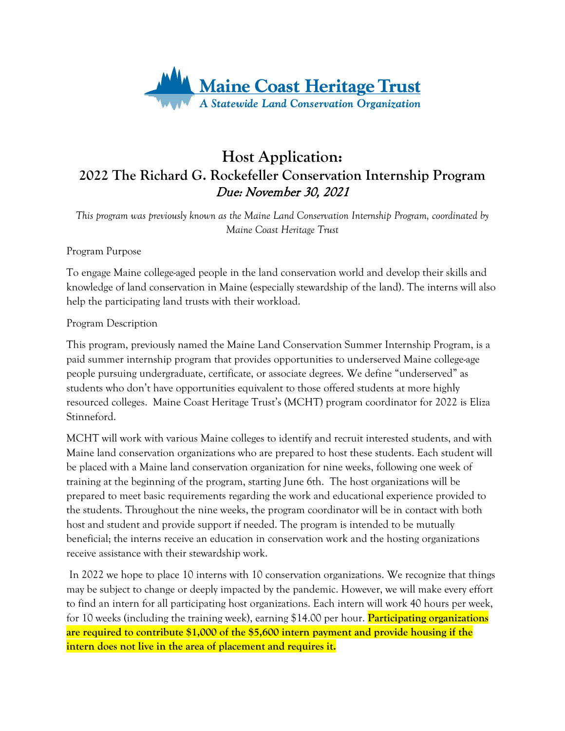Maine Coast Heritage Trust
*A Statewide Land Conservation Organization*

# Host Application:
## 2022 The Richard G. Rockefeller Conservation Internship Program
### *Due: November 30, 2021*

*This program was previously known as the Maine Land Conservation Internship Program, coordinated by Maine Coast Heritage Trust*

Program Purpose

To engage Maine college-aged people in the land conservation world and develop their skills and knowledge of land conservation in Maine (especially stewardship of the land). The interns will also help the participating land trusts with their workload.

Program Description

This program, previously named the Maine Land Conservation Summer Internship Program, is a paid summer internship program that provides opportunities to underserved Maine college-age people pursuing undergraduate, certificate, or associate degrees. We define "underserved" as students who don't have opportunities equivalent to those offered students at more highly resourced colleges. Maine Coast Heritage Trust's (MCHT) program coordinator for 2022 is Eliza Stinneford.

MCHT will work with various Maine colleges to identify and recruit interested students, and with Maine land conservation organizations who are prepared to host these students. Each student will be placed with a Maine land conservation organization for nine weeks, following one week of training at the beginning of the program, starting June 6th. The host organizations will be prepared to meet basic requirements regarding the work and educational experience provided to the students. Throughout the nine weeks, the program coordinator will be in contact with both host and student and provide support if needed. The program is intended to be mutually beneficial; the interns receive an education in conservation work and the hosting organizations receive assistance with their stewardship work.

In 2022 we hope to place 10 interns with 10 conservation organizations. We recognize that things may be subject to change or deeply impacted by the pandemic. However, we will make every effort to find an intern for all participating host organizations. Each intern will work 40 hours per week, for 10 weeks (including the training week), earning $14.00 per hour. **Participating organizations are required to contribute $1,000 of the $5,600 intern payment and provide housing if the intern does not live in the area of placement and requires it.**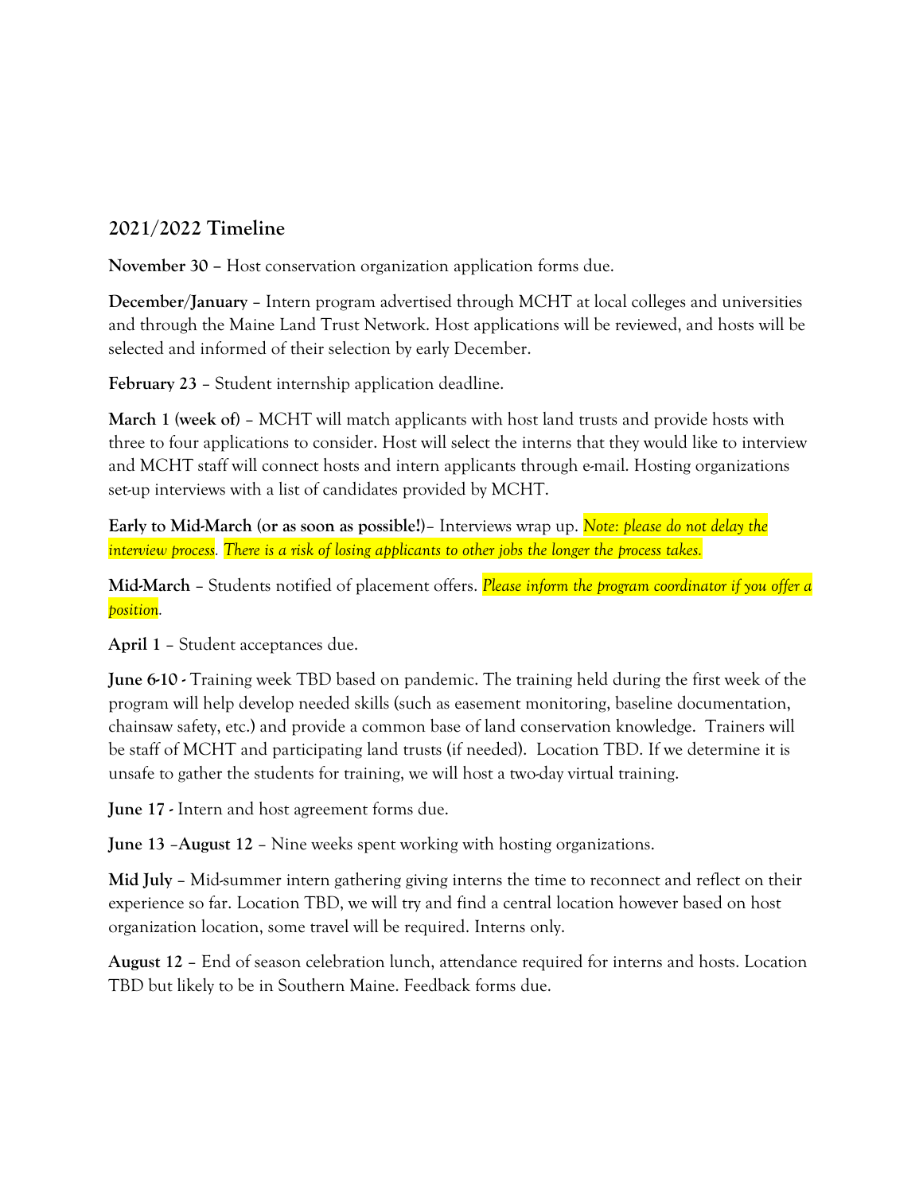## 2021/2022 Timeline

**November 30** – Host conservation organization application forms due.

**December/January** – Intern program advertised through MCHT at local colleges and universities and through the Maine Land Trust Network. Host applications will be reviewed, and hosts will be selected and informed of their selection by early December.

**February 23** – Student internship application deadline.

**March 1 (week of)** – MCHT will match applicants with host land trusts and provide hosts with three to four applications to consider. Host will select the interns that they would like to interview and MCHT staff will connect hosts and intern applicants through e-mail. Hosting organizations set-up interviews with a list of candidates provided by MCHT.

**Early to Mid-March (or as soon as possible!)**– Interviews wrap up. *Note: please do not delay the interview process. There is a risk of losing applicants to other jobs the longer the process takes.*

**Mid-March** – Students notified of placement offers. *Please inform the program coordinator if you offer a position.*

**April 1** – Student acceptances due.

**June 6-10 -** Training week TBD based on pandemic. The training held during the first week of the program will help develop needed skills (such as easement monitoring, baseline documentation, chainsaw safety, etc.) and provide a common base of land conservation knowledge. Trainers will be staff of MCHT and participating land trusts (if needed). Location TBD. If we determine it is unsafe to gather the students for training, we will host a two-day virtual training.

**June 17 -** Intern and host agreement forms due.

**June 13 –August 12** – Nine weeks spent working with hosting organizations.

**Mid July** – Mid-summer intern gathering giving interns the time to reconnect and reflect on their experience so far. Location TBD, we will try and find a central location however based on host organization location, some travel will be required. Interns only.

**August 12** – End of season celebration lunch, attendance required for interns and hosts. Location TBD but likely to be in Southern Maine. Feedback forms due.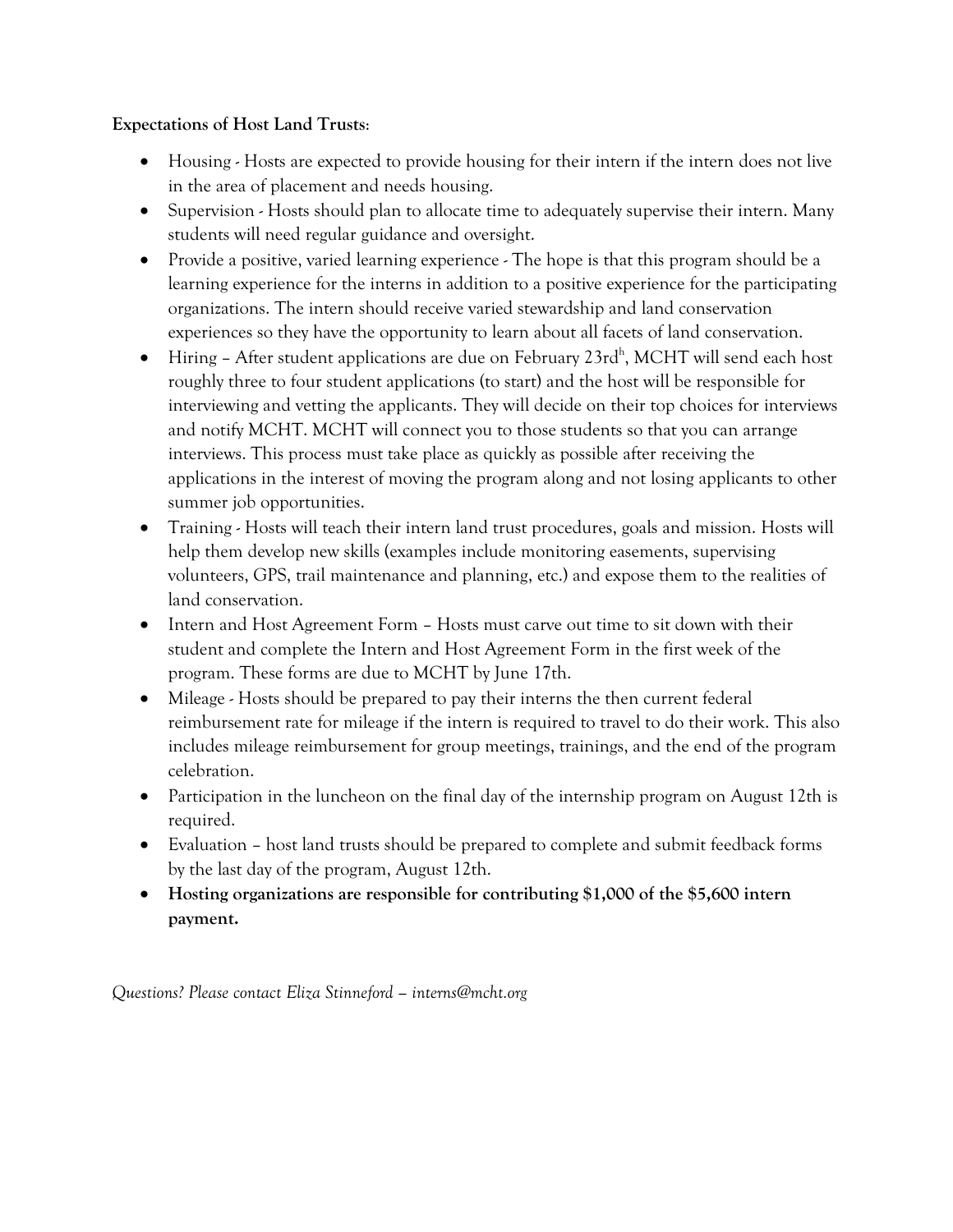**Expectations of Host Land Trusts**:

- Housing - Hosts are expected to provide housing for their intern if the intern does not live in the area of placement and needs housing.
- Supervision - Hosts should plan to allocate time to adequately supervise their intern. Many students will need regular guidance and oversight.
- Provide a positive, varied learning experience - The hope is that this program should be a learning experience for the interns in addition to a positive experience for the participating organizations. The intern should receive varied stewardship and land conservation experiences so they have the opportunity to learn about all facets of land conservation.
- Hiring – After student applications are due on February 23rd[h], MCHT will send each host roughly three to four student applications (to start) and the host will be responsible for interviewing and vetting the applicants. They will decide on their top choices for interviews and notify MCHT. MCHT will connect you to those students so that you can arrange interviews. This process must take place as quickly as possible after receiving the applications in the interest of moving the program along and not losing applicants to other summer job opportunities.
- Training - Hosts will teach their intern land trust procedures, goals and mission. Hosts will help them develop new skills (examples include monitoring easements, supervising volunteers, GPS, trail maintenance and planning, etc.) and expose them to the realities of land conservation.
- Intern and Host Agreement Form – Hosts must carve out time to sit down with their student and complete the Intern and Host Agreement Form in the first week of the program. These forms are due to MCHT by June 17th.
- Mileage - Hosts should be prepared to pay their interns the then current federal reimbursement rate for mileage if the intern is required to travel to do their work. This also includes mileage reimbursement for group meetings, trainings, and the end of the program celebration.
- Participation in the luncheon on the final day of the internship program on August 12th is required.
- Evaluation – host land trusts should be prepared to complete and submit feedback forms by the last day of the program, August 12th.
- **Hosting organizations are responsible for contributing $1,000 of the $5,600 intern payment.**

*Questions? Please contact Eliza Stinneford – interns@mcht.org*